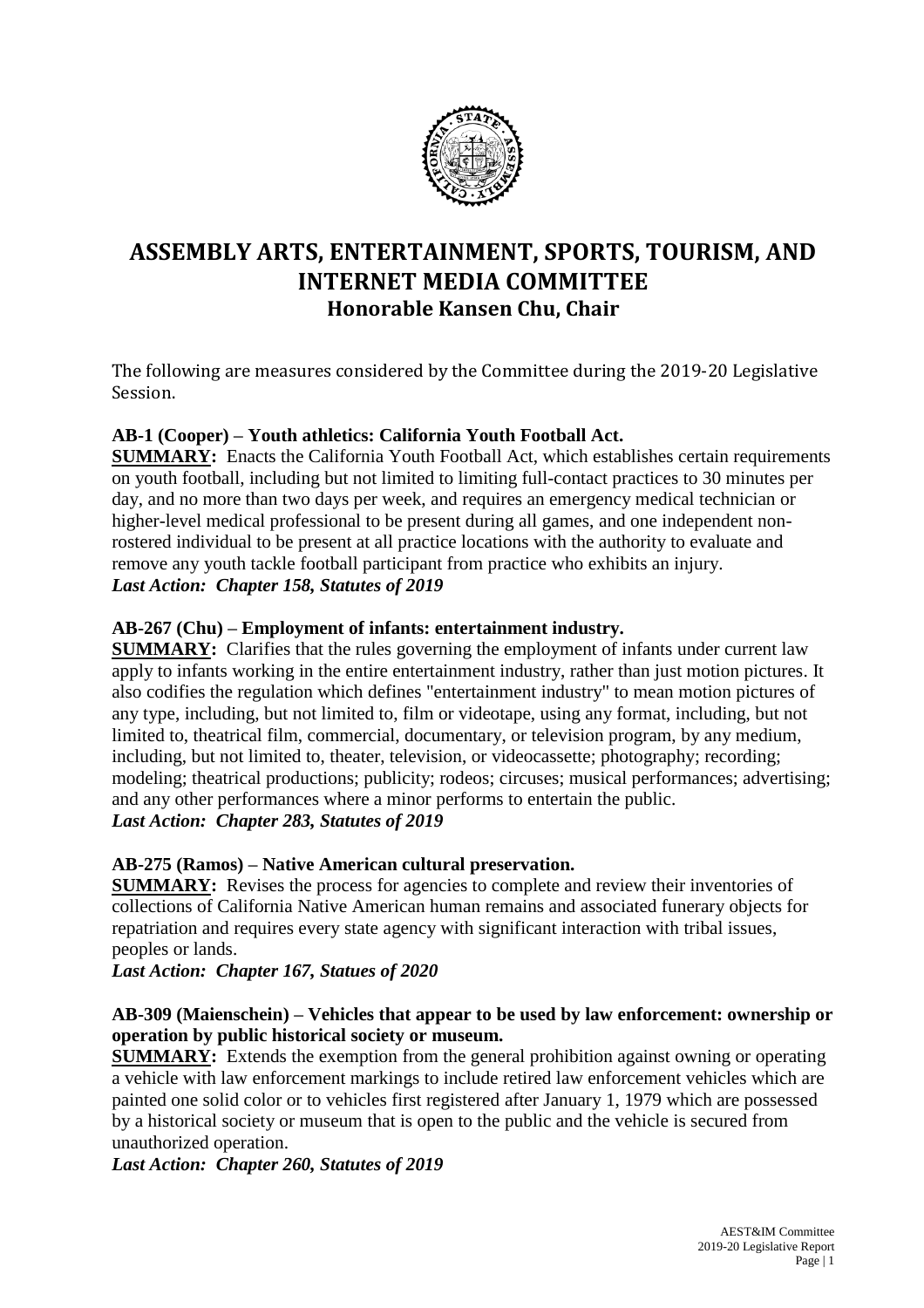# ASSEMBLY ARTS, ENTERTAINMENT, SPORTS, TOURISM, AND INTERNET MEDIA COMMITTEE

## Honorable Kansen Chu, Chair

The following are measures considered by the Committee during the 2019-20 Legislative Session.

**AB-1 (Cooper) – Youth athletics: California Youth Football Act.**
**SUMMARY:** Enacts the California Youth Football Act, which establishes certain requirements on youth football, including but not limited to limiting full-contact practices to 30 minutes per day, and no more than two days per week, and requires an emergency medical technician or higher-level medical professional to be present during all games, and one independent non-rostered individual to be present at all practice locations with the authority to evaluate and remove any youth tackle football participant from practice who exhibits an injury.
***Last Action: Chapter 158, Statutes of 2019***

**AB-267 (Chu) – Employment of infants: entertainment industry.**
**SUMMARY:** Clarifies that the rules governing the employment of infants under current law apply to infants working in the entire entertainment industry, rather than just motion pictures. It also codifies the regulation which defines "entertainment industry" to mean motion pictures of any type, including, but not limited to, film or videotape, using any format, including, but not limited to, theatrical film, commercial, documentary, or television program, by any medium, including, but not limited to, theater, television, or videocassette; photography; recording; modeling; theatrical productions; publicity; rodeos; circuses; musical performances; advertising; and any other performances where a minor performs to entertain the public.
***Last Action: Chapter 283, Statutes of 2019***

**AB-275 (Ramos) – Native American cultural preservation.**
**SUMMARY:** Revises the process for agencies to complete and review their inventories of collections of California Native American human remains and associated funerary objects for repatriation and requires every state agency with significant interaction with tribal issues, peoples or lands.
***Last Action: Chapter 167, Statues of 2020***

**AB-309 (Maienschein) – Vehicles that appear to be used by law enforcement: ownership or operation by public historical society or museum.**
**SUMMARY:** Extends the exemption from the general prohibition against owning or operating a vehicle with law enforcement markings to include retired law enforcement vehicles which are painted one solid color or to vehicles first registered after January 1, 1979 which are possessed by a historical society or museum that is open to the public and the vehicle is secured from unauthorized operation.
***Last Action: Chapter 260, Statutes of 2019***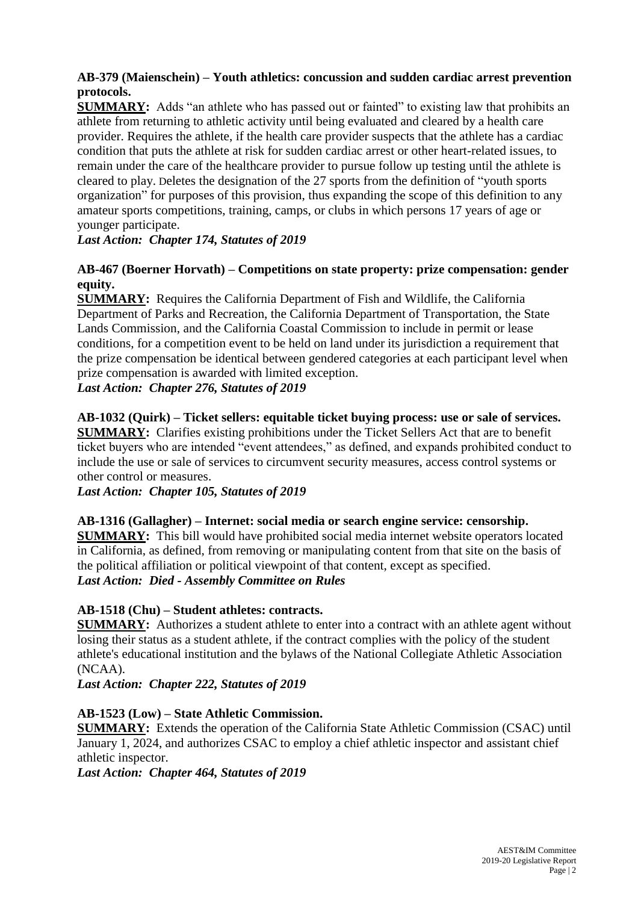**AB-379 (Maienschein) – Youth athletics: concussion and sudden cardiac arrest prevention protocols.**

**SUMMARY:** Adds "an athlete who has passed out or fainted" to existing law that prohibits an athlete from returning to athletic activity until being evaluated and cleared by a health care provider. Requires the athlete, if the health care provider suspects that the athlete has a cardiac condition that puts the athlete at risk for sudden cardiac arrest or other heart-related issues, to remain under the care of the healthcare provider to pursue follow up testing until the athlete is cleared to play. Deletes the designation of the 27 sports from the definition of "youth sports organization" for purposes of this provision, thus expanding the scope of this definition to any amateur sports competitions, training, camps, or clubs in which persons 17 years of age or younger participate.

***Last Action: Chapter 174, Statutes of 2019***

**AB-467 (Boerner Horvath) – Competitions on state property: prize compensation: gender equity.**

**SUMMARY:** Requires the California Department of Fish and Wildlife, the California Department of Parks and Recreation, the California Department of Transportation, the State Lands Commission, and the California Coastal Commission to include in permit or lease conditions, for a competition event to be held on land under its jurisdiction a requirement that the prize compensation be identical between gendered categories at each participant level when prize compensation is awarded with limited exception.

***Last Action: Chapter 276, Statutes of 2019***

**AB-1032 (Quirk) – Ticket sellers: equitable ticket buying process: use or sale of services.**

**SUMMARY:** Clarifies existing prohibitions under the Ticket Sellers Act that are to benefit ticket buyers who are intended "event attendees," as defined, and expands prohibited conduct to include the use or sale of services to circumvent security measures, access control systems or other control or measures.

***Last Action: Chapter 105, Statutes of 2019***

**AB-1316 (Gallagher) – Internet: social media or search engine service: censorship.**

**SUMMARY:** This bill would have prohibited social media internet website operators located in California, as defined, from removing or manipulating content from that site on the basis of the political affiliation or political viewpoint of that content, except as specified.

***Last Action: Died - Assembly Committee on Rules***

**AB-1518 (Chu) – Student athletes: contracts.**

**SUMMARY:** Authorizes a student athlete to enter into a contract with an athlete agent without losing their status as a student athlete, if the contract complies with the policy of the student athlete's educational institution and the bylaws of the National Collegiate Athletic Association (NCAA).

***Last Action: Chapter 222, Statutes of 2019***

**AB-1523 (Low) – State Athletic Commission.**

**SUMMARY:** Extends the operation of the California State Athletic Commission (CSAC) until January 1, 2024, and authorizes CSAC to employ a chief athletic inspector and assistant chief athletic inspector.

***Last Action: Chapter 464, Statutes of 2019***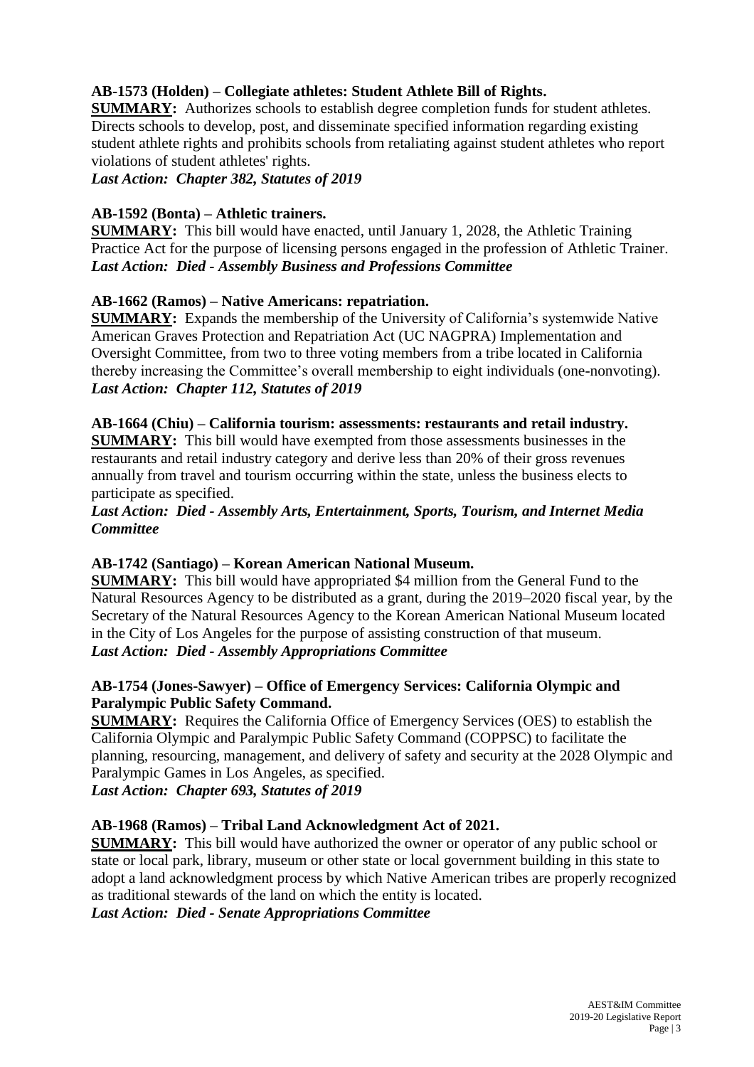**AB-1573 (Holden) – Collegiate athletes: Student Athlete Bill of Rights.**
**SUMMARY:** Authorizes schools to establish degree completion funds for student athletes. Directs schools to develop, post, and disseminate specified information regarding existing student athlete rights and prohibits schools from retaliating against student athletes who report violations of student athletes' rights.
***Last Action: Chapter 382, Statutes of 2019***

**AB-1592 (Bonta) – Athletic trainers.**
**SUMMARY:** This bill would have enacted, until January 1, 2028, the Athletic Training Practice Act for the purpose of licensing persons engaged in the profession of Athletic Trainer.
***Last Action: Died - Assembly Business and Professions Committee***

**AB-1662 (Ramos) – Native Americans: repatriation.**
**SUMMARY:** Expands the membership of the University of California's systemwide Native American Graves Protection and Repatriation Act (UC NAGPRA) Implementation and Oversight Committee, from two to three voting members from a tribe located in California thereby increasing the Committee's overall membership to eight individuals (one-nonvoting).
***Last Action: Chapter 112, Statutes of 2019***

**AB-1664 (Chiu) – California tourism: assessments: restaurants and retail industry.**
**SUMMARY:** This bill would have exempted from those assessments businesses in the restaurants and retail industry category and derive less than 20% of their gross revenues annually from travel and tourism occurring within the state, unless the business elects to participate as specified.
***Last Action: Died - Assembly Arts, Entertainment, Sports, Tourism, and Internet Media Committee***

**AB-1742 (Santiago) – Korean American National Museum.**
**SUMMARY:** This bill would have appropriated $4 million from the General Fund to the Natural Resources Agency to be distributed as a grant, during the 2019–2020 fiscal year, by the Secretary of the Natural Resources Agency to the Korean American National Museum located in the City of Los Angeles for the purpose of assisting construction of that museum.
***Last Action: Died - Assembly Appropriations Committee***

**AB-1754 (Jones-Sawyer) – Office of Emergency Services: California Olympic and Paralympic Public Safety Command.**
**SUMMARY:** Requires the California Office of Emergency Services (OES) to establish the California Olympic and Paralympic Public Safety Command (COPPSC) to facilitate the planning, resourcing, management, and delivery of safety and security at the 2028 Olympic and Paralympic Games in Los Angeles, as specified.
***Last Action: Chapter 693, Statutes of 2019***

**AB-1968 (Ramos) – Tribal Land Acknowledgment Act of 2021.**
**SUMMARY:** This bill would have authorized the owner or operator of any public school or state or local park, library, museum or other state or local government building in this state to adopt a land acknowledgment process by which Native American tribes are properly recognized as traditional stewards of the land on which the entity is located.
***Last Action: Died - Senate Appropriations Committee***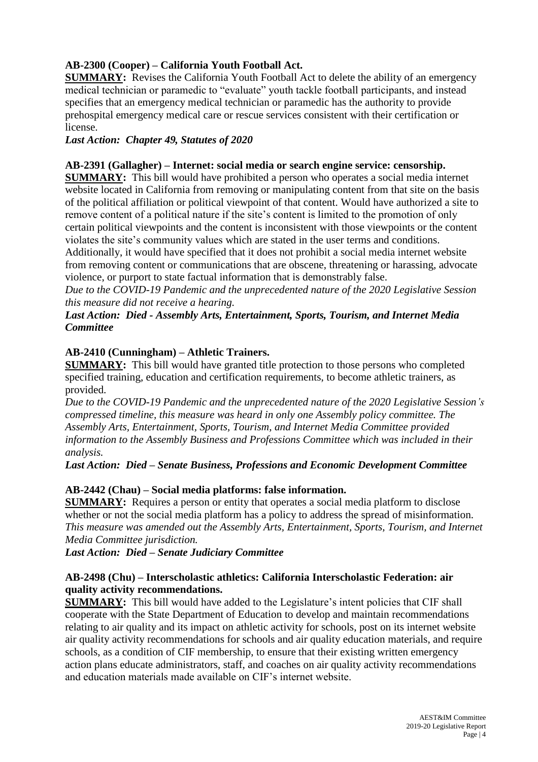**AB-2300 (Cooper) – California Youth Football Act.**
**SUMMARY:** Revises the California Youth Football Act to delete the ability of an emergency medical technician or paramedic to "evaluate" youth tackle football participants, and instead specifies that an emergency medical technician or paramedic has the authority to provide prehospital emergency medical care or rescue services consistent with their certification or license.
***Last Action: Chapter 49, Statutes of 2020***

**AB-2391 (Gallagher) – Internet: social media or search engine service: censorship.**
**SUMMARY:** This bill would have prohibited a person who operates a social media internet website located in California from removing or manipulating content from that site on the basis of the political affiliation or political viewpoint of that content. Would have authorized a site to remove content of a political nature if the site's content is limited to the promotion of only certain political viewpoints and the content is inconsistent with those viewpoints or the content violates the site's community values which are stated in the user terms and conditions. Additionally, it would have specified that it does not prohibit a social media internet website from removing content or communications that are obscene, threatening or harassing, advocate violence, or purport to state factual information that is demonstrably false.
*Due to the COVID-19 Pandemic and the unprecedented nature of the 2020 Legislative Session this measure did not receive a hearing.*
***Last Action: Died - Assembly Arts, Entertainment, Sports, Tourism, and Internet Media Committee***

**AB-2410 (Cunningham) – Athletic Trainers.**
**SUMMARY:** This bill would have granted title protection to those persons who completed specified training, education and certification requirements, to become athletic trainers, as provided.
*Due to the COVID-19 Pandemic and the unprecedented nature of the 2020 Legislative Session's compressed timeline, this measure was heard in only one Assembly policy committee. The Assembly Arts, Entertainment, Sports, Tourism, and Internet Media Committee provided information to the Assembly Business and Professions Committee which was included in their analysis.*
***Last Action: Died – Senate Business, Professions and Economic Development Committee***

**AB-2442 (Chau) – Social media platforms: false information.**
**SUMMARY:** Requires a person or entity that operates a social media platform to disclose whether or not the social media platform has a policy to address the spread of misinformation.
*This measure was amended out the Assembly Arts, Entertainment, Sports, Tourism, and Internet Media Committee jurisdiction.*
***Last Action: Died – Senate Judiciary Committee***

**AB-2498 (Chu) – Interscholastic athletics: California Interscholastic Federation: air quality activity recommendations.**
**SUMMARY:** This bill would have added to the Legislature's intent policies that CIF shall cooperate with the State Department of Education to develop and maintain recommendations relating to air quality and its impact on athletic activity for schools, post on its internet website air quality activity recommendations for schools and air quality education materials, and require schools, as a condition of CIF membership, to ensure that their existing written emergency action plans educate administrators, staff, and coaches on air quality activity recommendations and education materials made available on CIF's internet website.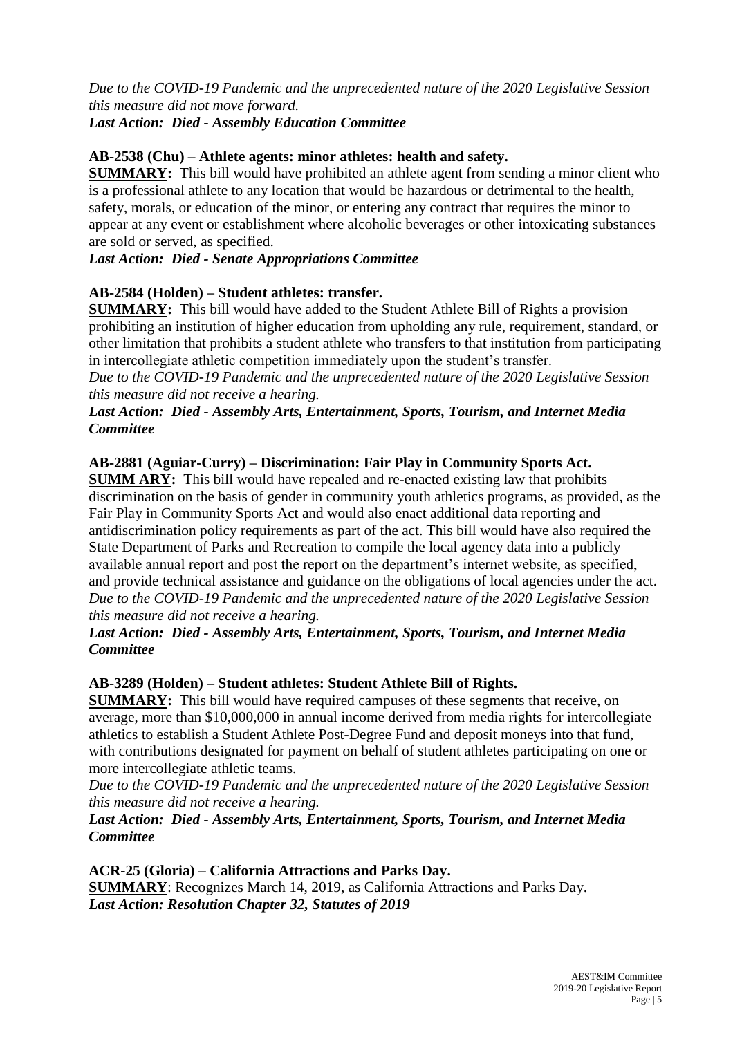*Due to the COVID-19 Pandemic and the unprecedented nature of the 2020 Legislative Session this measure did not move forward.*
***Last Action: Died - Assembly Education Committee***

**AB-2538 (Chu) – Athlete agents: minor athletes: health and safety.**
**SUMMARY:** This bill would have prohibited an athlete agent from sending a minor client who is a professional athlete to any location that would be hazardous or detrimental to the health, safety, morals, or education of the minor, or entering any contract that requires the minor to appear at any event or establishment where alcoholic beverages or other intoxicating substances are sold or served, as specified.
***Last Action: Died - Senate Appropriations Committee***

**AB-2584 (Holden) – Student athletes: transfer.**
**SUMMARY:** This bill would have added to the Student Athlete Bill of Rights a provision prohibiting an institution of higher education from upholding any rule, requirement, standard, or other limitation that prohibits a student athlete who transfers to that institution from participating in intercollegiate athletic competition immediately upon the student's transfer.
*Due to the COVID-19 Pandemic and the unprecedented nature of the 2020 Legislative Session this measure did not receive a hearing.*
***Last Action: Died - Assembly Arts, Entertainment, Sports, Tourism, and Internet Media Committee***

**AB-2881 (Aguiar-Curry) – Discrimination: Fair Play in Community Sports Act.**
**SUMM ARY:** This bill would have repealed and re-enacted existing law that prohibits discrimination on the basis of gender in community youth athletics programs, as provided, as the Fair Play in Community Sports Act and would also enact additional data reporting and antidiscrimination policy requirements as part of the act. This bill would have also required the State Department of Parks and Recreation to compile the local agency data into a publicly available annual report and post the report on the department's internet website, as specified, and provide technical assistance and guidance on the obligations of local agencies under the act.
*Due to the COVID-19 Pandemic and the unprecedented nature of the 2020 Legislative Session this measure did not receive a hearing.*
***Last Action: Died - Assembly Arts, Entertainment, Sports, Tourism, and Internet Media Committee***

**AB-3289 (Holden) – Student athletes: Student Athlete Bill of Rights.**
**SUMMARY:** This bill would have required campuses of these segments that receive, on average, more than $10,000,000 in annual income derived from media rights for intercollegiate athletics to establish a Student Athlete Post-Degree Fund and deposit moneys into that fund, with contributions designated for payment on behalf of student athletes participating on one or more intercollegiate athletic teams.
*Due to the COVID-19 Pandemic and the unprecedented nature of the 2020 Legislative Session this measure did not receive a hearing.*
***Last Action: Died - Assembly Arts, Entertainment, Sports, Tourism, and Internet Media Committee***

**ACR-25 (Gloria) – California Attractions and Parks Day.**
**SUMMARY**: Recognizes March 14, 2019, as California Attractions and Parks Day.
***Last Action: Resolution Chapter 32, Statutes of 2019***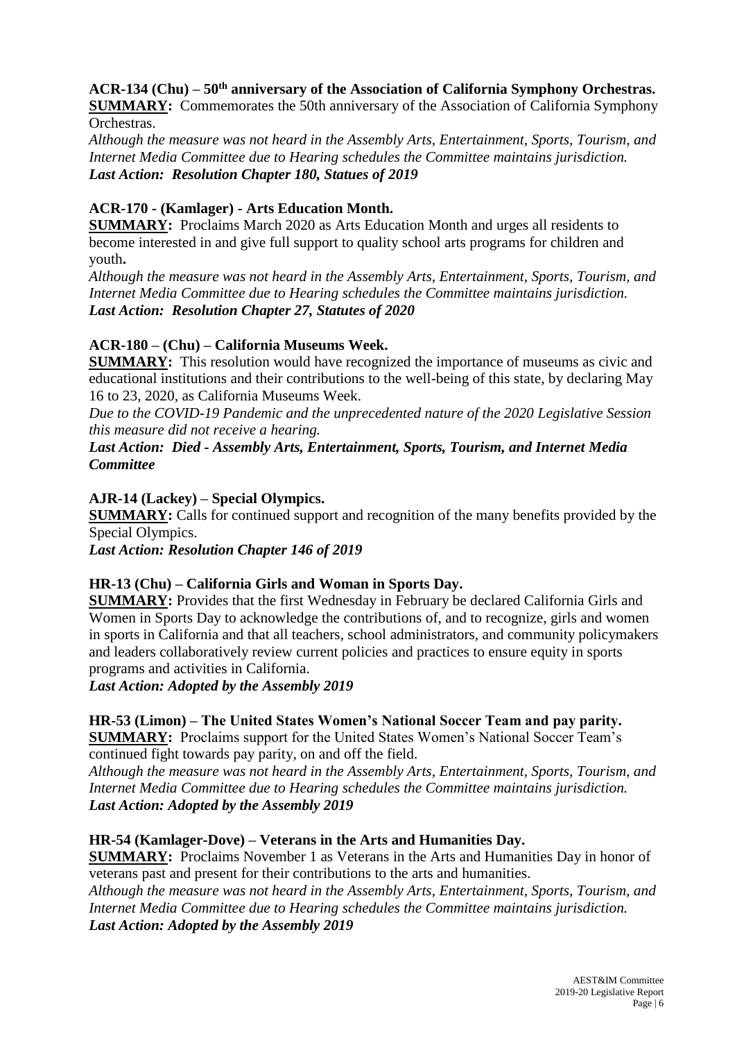**ACR-134 (Chu) – 50th anniversary of the Association of California Symphony Orchestras.**
**SUMMARY:** Commemorates the 50th anniversary of the Association of California Symphony Orchestras.
*Although the measure was not heard in the Assembly Arts, Entertainment, Sports, Tourism, and Internet Media Committee due to Hearing schedules the Committee maintains jurisdiction.*
***Last Action: Resolution Chapter 180, Statues of 2019***

**ACR-170 - (Kamlager) - Arts Education Month.**
**SUMMARY:** Proclaims March 2020 as Arts Education Month and urges all residents to become interested in and give full support to quality school arts programs for children and youth**.**
*Although the measure was not heard in the Assembly Arts, Entertainment, Sports, Tourism, and Internet Media Committee due to Hearing schedules the Committee maintains jurisdiction.*
***Last Action: Resolution Chapter 27, Statutes of 2020***

**ACR-180 – (Chu) – California Museums Week.**
**SUMMARY:** This resolution would have recognized the importance of museums as civic and educational institutions and their contributions to the well-being of this state, by declaring May 16 to 23, 2020, as California Museums Week.
*Due to the COVID-19 Pandemic and the unprecedented nature of the 2020 Legislative Session this measure did not receive a hearing.*
***Last Action: Died - Assembly Arts, Entertainment, Sports, Tourism, and Internet Media Committee***

**AJR-14 (Lackey) – Special Olympics.**
**SUMMARY:** Calls for continued support and recognition of the many benefits provided by the Special Olympics.
***Last Action: Resolution Chapter 146 of 2019***

**HR-13 (Chu) – California Girls and Woman in Sports Day.**
**SUMMARY:** Provides that the first Wednesday in February be declared California Girls and Women in Sports Day to acknowledge the contributions of, and to recognize, girls and women in sports in California and that all teachers, school administrators, and community policymakers and leaders collaboratively review current policies and practices to ensure equity in sports programs and activities in California.
***Last Action: Adopted by the Assembly 2019***

**HR-53 (Limon) – The United States Women's National Soccer Team and pay parity.**
**SUMMARY:** Proclaims support for the United States Women's National Soccer Team's continued fight towards pay parity, on and off the field.
*Although the measure was not heard in the Assembly Arts, Entertainment, Sports, Tourism, and Internet Media Committee due to Hearing schedules the Committee maintains jurisdiction.*
***Last Action: Adopted by the Assembly 2019***

**HR-54 (Kamlager-Dove) – Veterans in the Arts and Humanities Day.**
**SUMMARY:** Proclaims November 1 as Veterans in the Arts and Humanities Day in honor of veterans past and present for their contributions to the arts and humanities.
*Although the measure was not heard in the Assembly Arts, Entertainment, Sports, Tourism, and Internet Media Committee due to Hearing schedules the Committee maintains jurisdiction.*
***Last Action: Adopted by the Assembly 2019***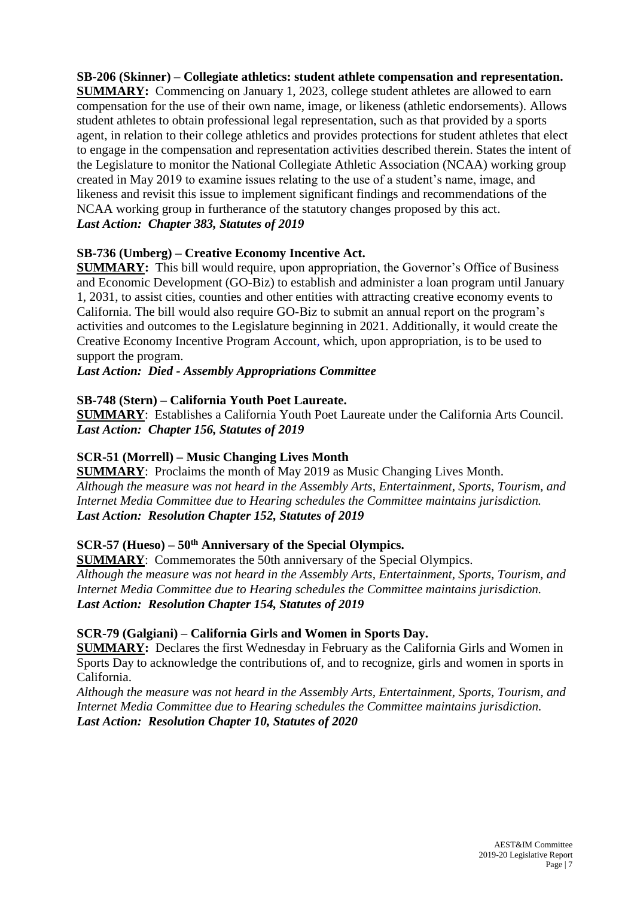**SB-206 (Skinner) – Collegiate athletics: student athlete compensation and representation.**
**SUMMARY:** Commencing on January 1, 2023, college student athletes are allowed to earn compensation for the use of their own name, image, or likeness (athletic endorsements). Allows student athletes to obtain professional legal representation, such as that provided by a sports agent, in relation to their college athletics and provides protections for student athletes that elect to engage in the compensation and representation activities described therein. States the intent of the Legislature to monitor the National Collegiate Athletic Association (NCAA) working group created in May 2019 to examine issues relating to the use of a student's name, image, and likeness and revisit this issue to implement significant findings and recommendations of the NCAA working group in furtherance of the statutory changes proposed by this act.
***Last Action: Chapter 383, Statutes of 2019***

**SB-736 (Umberg) – Creative Economy Incentive Act.**
**SUMMARY:** This bill would require, upon appropriation, the Governor's Office of Business and Economic Development (GO-Biz) to establish and administer a loan program until January 1, 2031, to assist cities, counties and other entities with attracting creative economy events to California. The bill would also require GO-Biz to submit an annual report on the program's activities and outcomes to the Legislature beginning in 2021. Additionally, it would create the Creative Economy Incentive Program Account, which, upon appropriation, is to be used to support the program.
***Last Action: Died - Assembly Appropriations Committee***

**SB-748 (Stern) – California Youth Poet Laureate.**
**SUMMARY**: Establishes a California Youth Poet Laureate under the California Arts Council.
***Last Action: Chapter 156, Statutes of 2019***

**SCR-51 (Morrell) – Music Changing Lives Month**
**SUMMARY**: Proclaims the month of May 2019 as Music Changing Lives Month.
*Although the measure was not heard in the Assembly Arts, Entertainment, Sports, Tourism, and Internet Media Committee due to Hearing schedules the Committee maintains jurisdiction.*
***Last Action: Resolution Chapter 152, Statutes of 2019***

**SCR-57 (Hueso) – 50th Anniversary of the Special Olympics.**
**SUMMARY**: Commemorates the 50th anniversary of the Special Olympics.
*Although the measure was not heard in the Assembly Arts, Entertainment, Sports, Tourism, and Internet Media Committee due to Hearing schedules the Committee maintains jurisdiction.*
***Last Action: Resolution Chapter 154, Statutes of 2019***

**SCR-79 (Galgiani) – California Girls and Women in Sports Day.**
**SUMMARY:** Declares the first Wednesday in February as the California Girls and Women in Sports Day to acknowledge the contributions of, and to recognize, girls and women in sports in California.
*Although the measure was not heard in the Assembly Arts, Entertainment, Sports, Tourism, and Internet Media Committee due to Hearing schedules the Committee maintains jurisdiction.*
***Last Action: Resolution Chapter 10, Statutes of 2020***